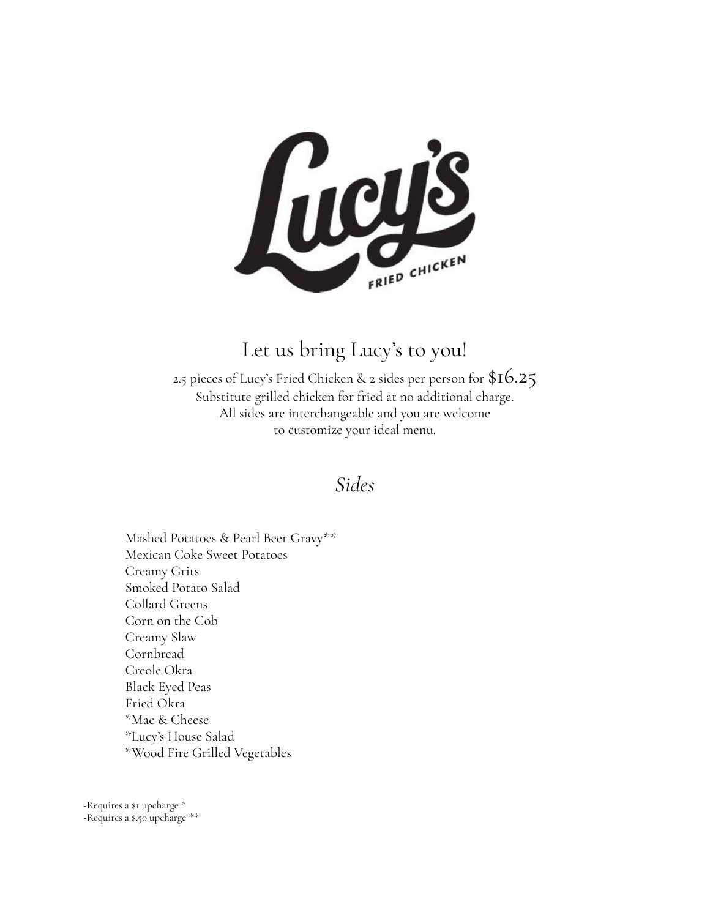# Lucy's

FRIED CHICKEN

## Let us bring Lucy's to you!

2.5 pieces of Lucy's Fried Chicken & 2 sides per person for $16.25
Substitute grilled chicken for fried at no additional charge.
All sides are interchangeable and you are welcome
to customize your ideal menu.

## *Sides*

Mashed Potatoes & Pearl Beer Gravy**
Mexican Coke Sweet Potatoes
Creamy Grits
Smoked Potato Salad
Collard Greens
Corn on the Cob
Creamy Slaw
Cornbread
Creole Okra
Black Eyed Peas
Fried Okra
*Mac & Cheese
*Lucy's House Salad
*Wood Fire Grilled Vegetables

-Requires a $1 upcharge *
-Requires a $.50 upcharge **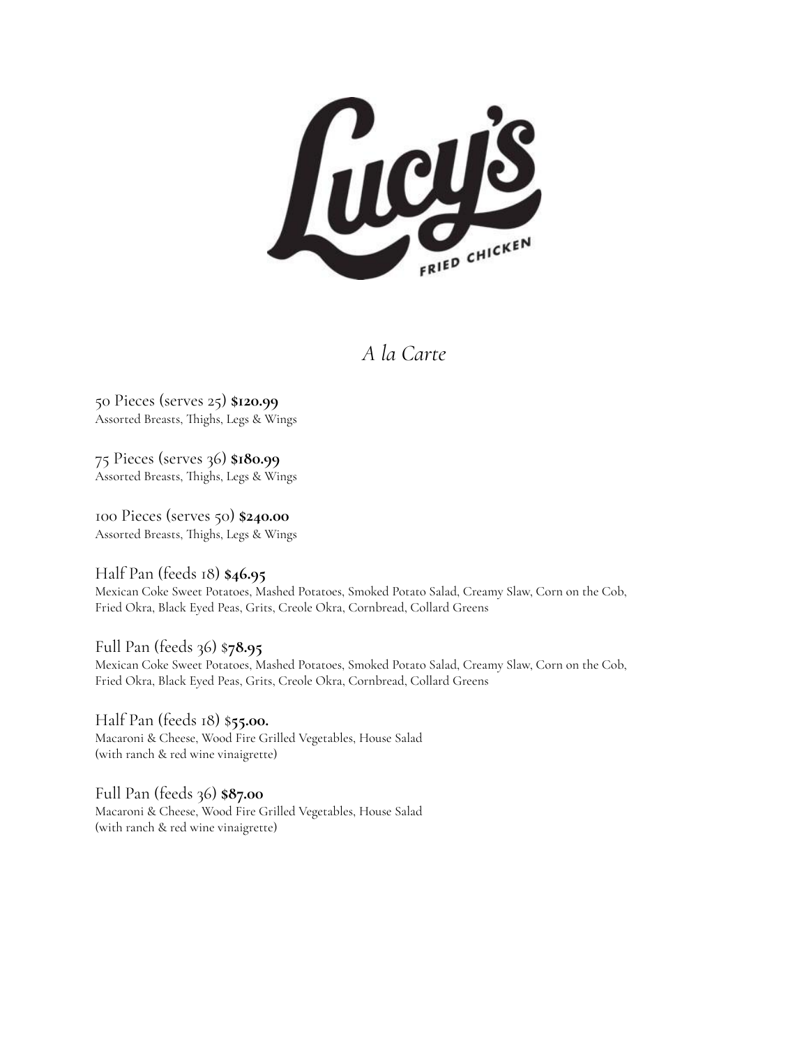# Lucy's Fried Chicken

## *A la Carte*

50 Pieces (serves 25) **$120.99**
Assorted Breasts, Thighs, Legs & Wings

75 Pieces (serves 36) **$180.99**
Assorted Breasts, Thighs, Legs & Wings

100 Pieces (serves 50) **$240.00**
Assorted Breasts, Thighs, Legs & Wings

Half Pan (feeds 18) **$46.95**
Mexican Coke Sweet Potatoes, Mashed Potatoes, Smoked Potato Salad, Creamy Slaw, Corn on the Cob, Fried Okra, Black Eyed Peas, Grits, Creole Okra, Cornbread, Collard Greens

Full Pan (feeds 36) $**78.95**
Mexican Coke Sweet Potatoes, Mashed Potatoes, Smoked Potato Salad, Creamy Slaw, Corn on the Cob, Fried Okra, Black Eyed Peas, Grits, Creole Okra, Cornbread, Collard Greens

Half Pan (feeds 18) $**55.00.**
Macaroni & Cheese, Wood Fire Grilled Vegetables, House Salad
(with ranch & red wine vinaigrette)

Full Pan (feeds 36) **$87.00**
Macaroni & Cheese, Wood Fire Grilled Vegetables, House Salad
(with ranch & red wine vinaigrette)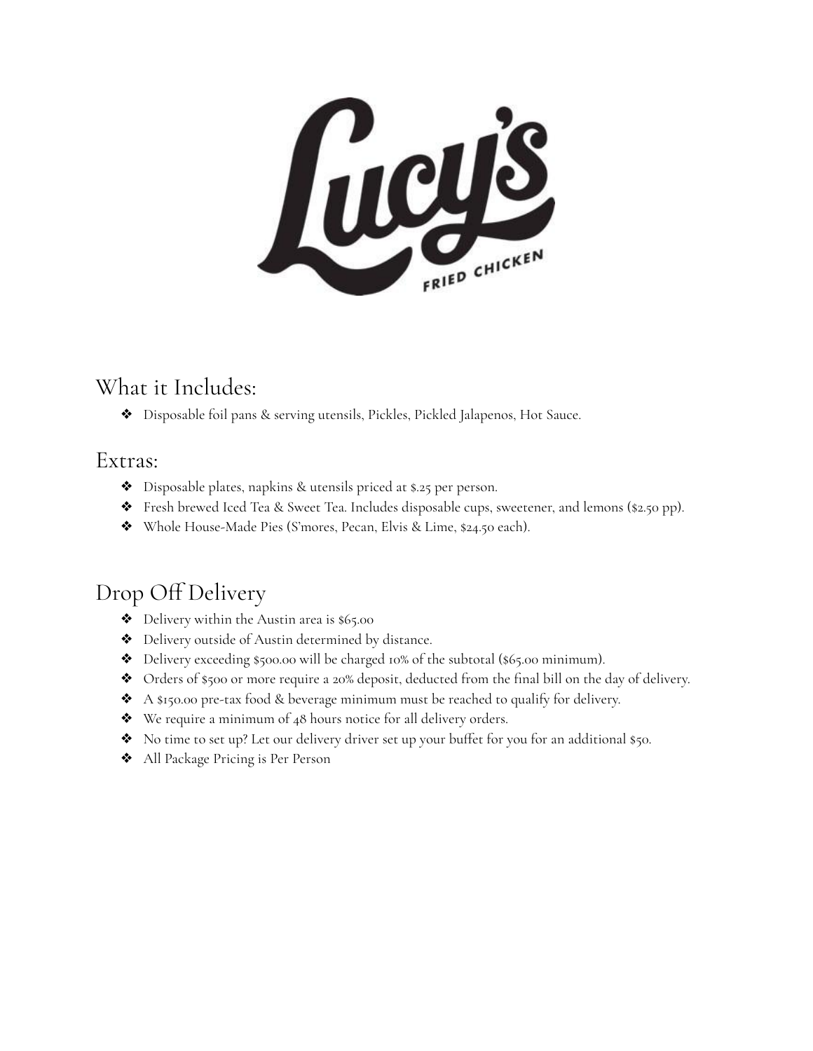Lucy's

FRIED CHICKEN

## What it Includes:

- Disposable foil pans & serving utensils, Pickles, Pickled Jalapenos, Hot Sauce.

## Extras:

- Disposable plates, napkins & utensils priced at $.25 per person.
- Fresh brewed Iced Tea & Sweet Tea. Includes disposable cups, sweetener, and lemons ($2.50 pp).
- Whole House-Made Pies (S'mores, Pecan, Elvis & Lime, $24.50 each).

## Drop Off Delivery

- Delivery within the Austin area is $65.00
- Delivery outside of Austin determined by distance.
- Delivery exceeding $500.00 will be charged 10% of the subtotal ($65.00 minimum).
- Orders of $500 or more require a 20% deposit, deducted from the final bill on the day of delivery.
- A $150.00 pre-tax food & beverage minimum must be reached to qualify for delivery.
- We require a minimum of 48 hours notice for all delivery orders.
- No time to set up? Let our delivery driver set up your buffet for you for an additional $50.
- All Package Pricing is Per Person